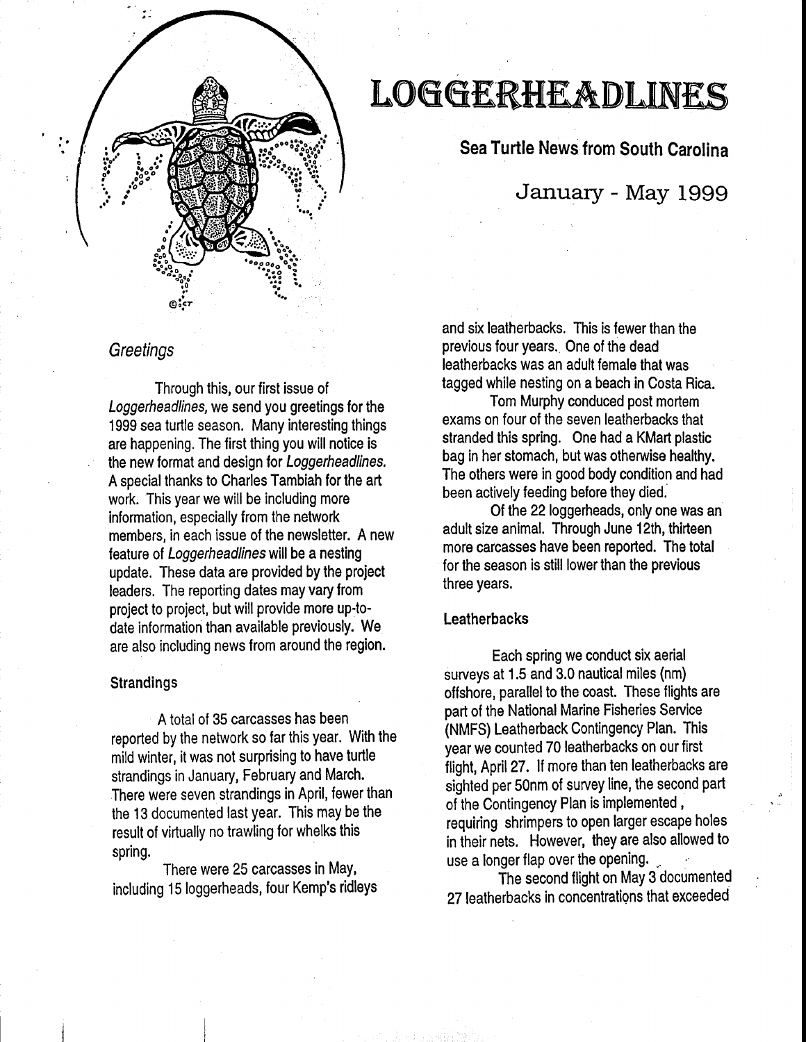# LOGGERHEADLINES

**Sea Turtle News from South Carolina**

January - May 1999

*Greetings*

Through this, our first issue of *Loggerheadlines,* we send you greetings for the 1999 sea turtle season. Many interesting things are happening. The first thing you will notice is the new format and design for *Loggerheadlines.* A special thanks to Charles Tambiah for the art work. This year we will be including more information, especially from the network members, in each issue of the newsletter. A new feature of *Loggerheadlines* will be a nesting update. These data are provided by the project leaders. The reporting dates may vary from project to project, but will provide more up-to-date information than available previously. We are also including news from around the region.

**Strandings**

A total of 35 carcasses has been reported by the network so far this year. With the mild winter, it was not surprising to have turtle strandings in January, February and March. There were seven strandings in April, fewer than the 13 documented last year. This may be the result of virtually no trawling for whelks this spring.

There were 25 carcasses in May, including 15 loggerheads, four Kemp's ridleys and six leatherbacks. This is fewer than the previous four years. One of the dead leatherbacks was an adult female that was tagged while nesting on a beach in Costa Rica.

Tom Murphy conduced post mortem exams on four of the seven leatherbacks that stranded this spring. One had a KMart plastic bag in her stomach, but was otherwise healthy. The others were in good body condition and had been actively feeding before they died.

Of the 22 loggerheads, only one was an adult size animal. Through June 12th, thirteen more carcasses have been reported. The total for the season is still lower than the previous three years.

**Leatherbacks**

Each spring we conduct six aerial surveys at 1.5 and 3.0 nautical miles (nm) offshore, parallel to the coast. These flights are part of the National Marine Fisheries Service (NMFS) Leatherback Contingency Plan. This year we counted 70 leatherbacks on our first flight, April 27. If more than ten leatherbacks are sighted per 50nm of survey line, the second part of the Contingency Plan is implemented, requiring shrimpers to open larger escape holes in their nets. However, they are also allowed to use a longer flap over the opening.

The second flight on May 3 documented 27 leatherbacks in concentrations that exceeded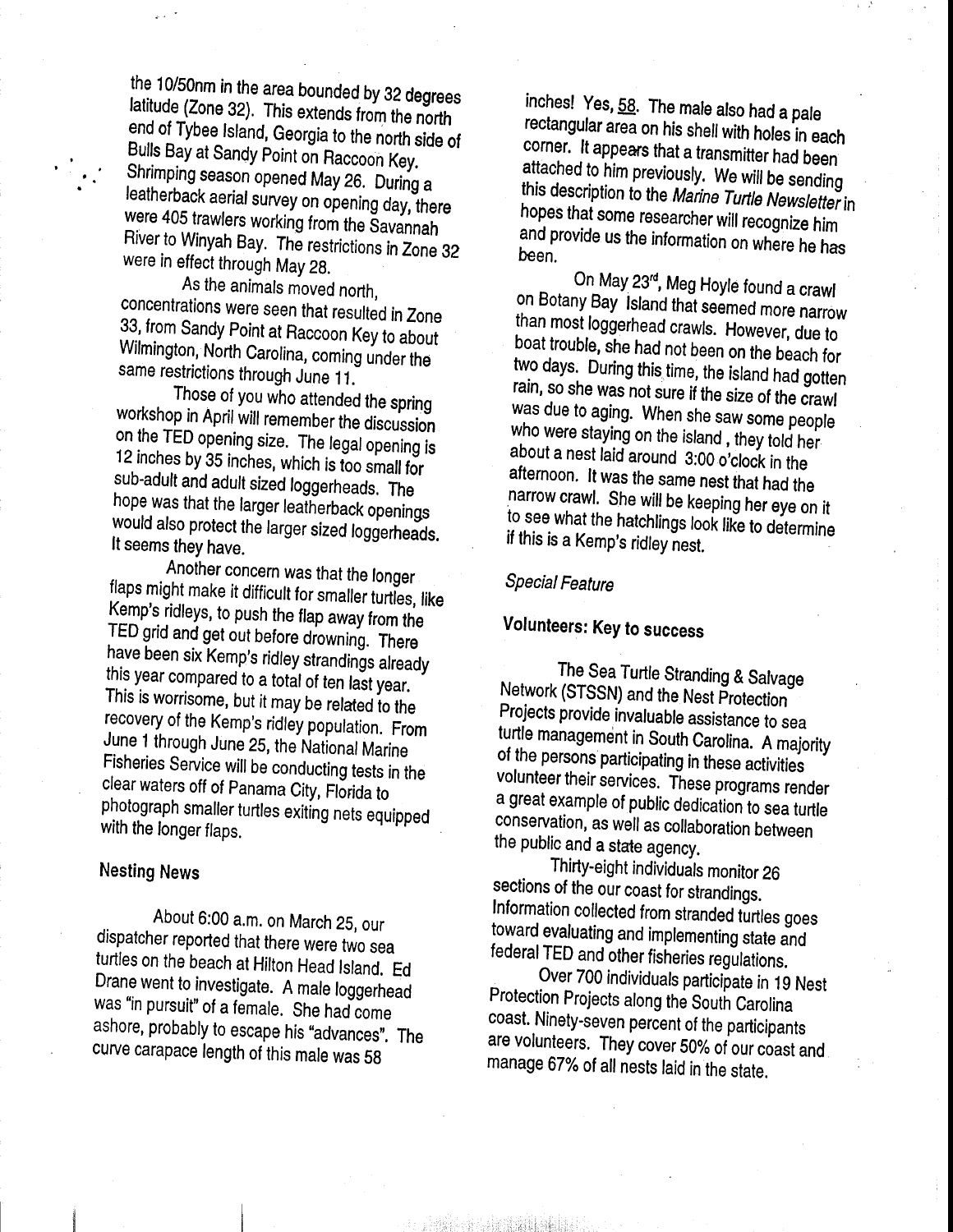the 10/50nm in the area bounded by 32 degrees latitude (Zone 32). This extends from the north end of Tybee Island, Georgia to the north side of Bulls Bay at Sandy Point on Raccoon Key. Shrimping season opened May 26. During a leatherback aerial survey on opening day, there were 405 trawlers working from the Savannah River to Winyah Bay. The restrictions in Zone 32 were in effect through May 28.

As the animals moved north, concentrations were seen that resulted in Zone 33, from Sandy Point at Raccoon Key to about Wilmington, North Carolina, coming under the same restrictions through June 11.

Those of you who attended the spring workshop in April will remember the discussion on the TED opening size. The legal opening is 12 inches by 35 inches, which is too small for sub-adult and adult sized loggerheads. The hope was that the larger leatherback openings would also protect the larger sized loggerheads. It seems they have.

Another concern was that the longer flaps might make it difficult for smaller turtles, like Kemp's ridleys, to push the flap away from the TED grid and get out before drowning. There have been six Kemp's ridley strandings already this year compared to a total of ten last year. This is worrisome, but it may be related to the recovery of the Kemp's ridley population. From June 1 through June 25, the National Marine Fisheries Service will be conducting tests in the clear waters off of Panama City, Florida to photograph smaller turtles exiting nets equipped with the longer flaps.

## Nesting News

About 6:00 a.m. on March 25, our dispatcher reported that there were two sea turtles on the beach at Hilton Head Island. Ed Drane went to investigate. A male loggerhead was "in pursuit" of a female. She had come ashore, probably to escape his "advances". The curve carapace length of this male was 58 inches! Yes, 58. The male also had a pale rectangular area on his shell with holes in each corner. It appears that a transmitter had been attached to him previously. We will be sending this description to the *Marine Turtle Newsletter* in hopes that some researcher will recognize him and provide us the information on where he has been.

On May 23rd, Meg Hoyle found a crawl on Botany Bay Island that seemed more narrow than most loggerhead crawls. However, due to boat trouble, she had not been on the beach for two days. During this time, the island had gotten rain, so she was not sure if the size of the crawl was due to aging. When she saw some people who were staying on the island, they told her about a nest laid around 3:00 o'clock in the afternoon. It was the same nest that had the narrow crawl. She will be keeping her eye on it to see what the hatchlings look like to determine if this is a Kemp's ridley nest.

*Special Feature*

## Volunteers: Key to success

The Sea Turtle Stranding & Salvage Network (STSSN) and the Nest Protection Projects provide invaluable assistance to sea turtle management in South Carolina. A majority of the persons participating in these activities volunteer their services. These programs render a great example of public dedication to sea turtle conservation, as well as collaboration between the public and a state agency.

Thirty-eight individuals monitor 26 sections of the our coast for strandings. Information collected from stranded turtles goes toward evaluating and implementing state and federal TED and other fisheries regulations.

Over 700 individuals participate in 19 Nest Protection Projects along the South Carolina coast. Ninety-seven percent of the participants are volunteers. They cover 50% of our coast and manage 67% of all nests laid in the state.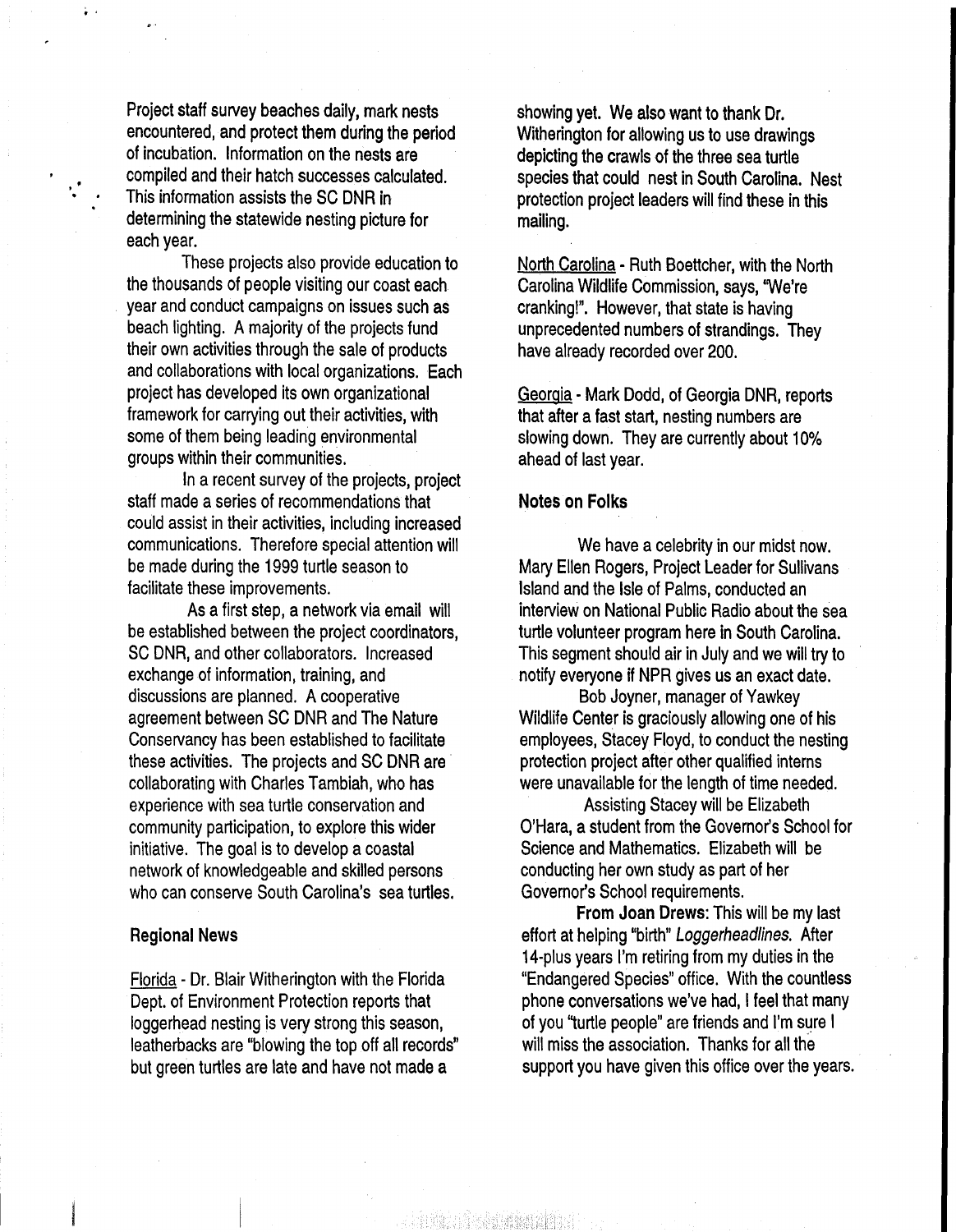Project staff survey beaches daily, mark nests encountered, and protect them during the period of incubation. Information on the nests are compiled and their hatch successes calculated. This information assists the SC DNR in determining the statewide nesting picture for each year.

These projects also provide education to the thousands of people visiting our coast each year and conduct campaigns on issues such as beach lighting. A majority of the projects fund their own activities through the sale of products and collaborations with local organizations. Each project has developed its own organizational framework for carrying out their activities, with some of them being leading environmental groups within their communities.

In a recent survey of the projects, project staff made a series of recommendations that could assist in their activities, including increased communications. Therefore special attention will be made during the 1999 turtle season to facilitate these improvements.

As a first step, a network via email will be established between the project coordinators, SC DNR, and other collaborators. Increased exchange of information, training, and discussions are planned. A cooperative agreement between SC DNR and The Nature Conservancy has been established to facilitate these activities. The projects and SC DNR are collaborating with Charles Tambiah, who has experience with sea turtle conservation and community participation, to explore this wider initiative. The goal is to develop a coastal network of knowledgeable and skilled persons who can conserve South Carolina's sea turtles.

## Regional News

Florida - Dr. Blair Witherington with the Florida Dept. of Environment Protection reports that loggerhead nesting is very strong this season, leatherbacks are "blowing the top off all records" but green turtles are late and have not made a showing yet. We also want to thank Dr. Witherington for allowing us to use drawings depicting the crawls of the three sea turtle species that could nest in South Carolina. Nest protection project leaders will find these in this mailing.

North Carolina - Ruth Boettcher, with the North Carolina Wildlife Commission, says, "We're cranking!". However, that state is having unprecedented numbers of strandings. They have already recorded over 200.

Georgia - Mark Dodd, of Georgia DNR, reports that after a fast start, nesting numbers are slowing down. They are currently about 10% ahead of last year.

## Notes on Folks

We have a celebrity in our midst now. Mary Ellen Rogers, Project Leader for Sullivans Island and the Isle of Palms, conducted an interview on National Public Radio about the sea turtle volunteer program here in South Carolina. This segment should air in July and we will try to notify everyone if NPR gives us an exact date.

Bob Joyner, manager of Yawkey Wildlife Center is graciously allowing one of his employees, Stacey Floyd, to conduct the nesting protection project after other qualified interns were unavailable for the length of time needed.

Assisting Stacey will be Elizabeth O'Hara, a student from the Governor's School for Science and Mathematics. Elizabeth will be conducting her own study as part of her Governor's School requirements.

**From Joan Drews:** This will be my last effort at helping "birth" *Loggerheadlines*. After 14-plus years I'm retiring from my duties in the "Endangered Species" office. With the countless phone conversations we've had, I feel that many of you "turtle people" are friends and I'm sure I will miss the association. Thanks for all the support you have given this office over the years.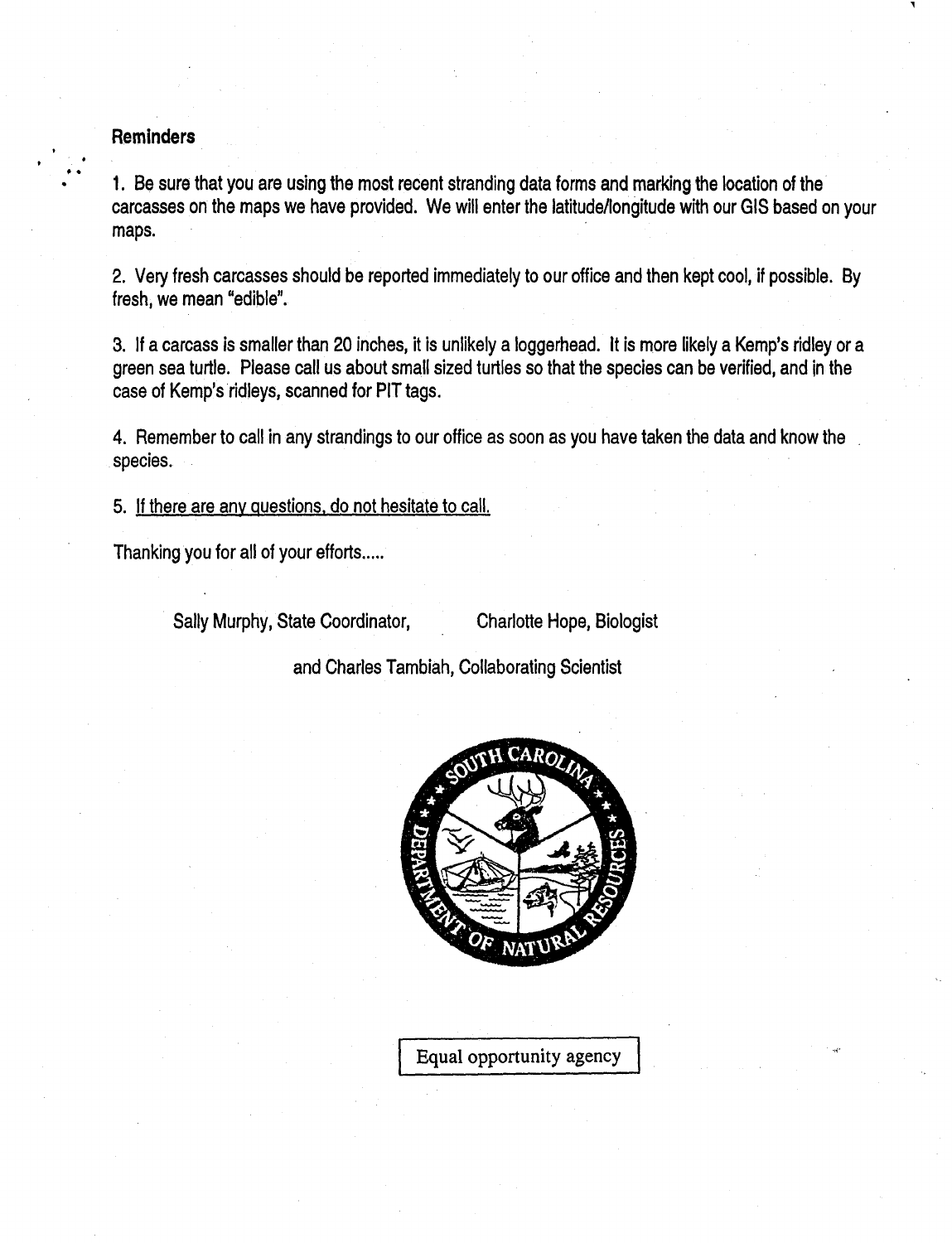**Reminders**

1. Be sure that you are using the most recent stranding data forms and marking the location of the carcasses on the maps we have provided. We will enter the latitude/longitude with our GIS based on your maps.

2. Very fresh carcasses should be reported immediately to our office and then kept cool, if possible. By fresh, we mean "edible".

3. If a carcass is smaller than 20 inches, it is unlikely a loggerhead. It is more likely a Kemp's ridley or a green sea turtle. Please call us about small sized turtles so that the species can be verified, and in the case of Kemp's ridleys, scanned for PIT tags.

4. Remember to call in any strandings to our office as soon as you have taken the data and know the species.

5. <u>If there are any questions, do not hesitate to call.</u>

Thanking you for all of your efforts.....

Sally Murphy, State Coordinator, Charlotte Hope, Biologist

and Charles Tambiah, Collaborating Scientist

SOUTH CAROLINA DEPARTMENT OF NATURAL RESOURCES

Equal opportunity agency